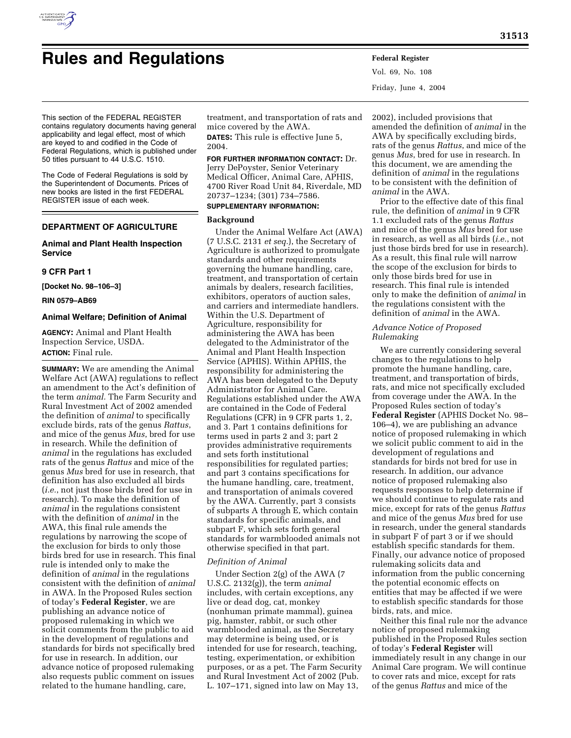# Rules and Regulations

This section of the FEDERAL REGISTER contains regulatory documents having general applicability and legal effect, most of which are keyed to and codified in the Code of Federal Regulations, which is published under 50 titles pursuant to 44 U.S.C. 1510.

The Code of Federal Regulations is sold by the Superintendent of Documents. Prices of new books are listed in the first FEDERAL REGISTER issue of each week.

## DEPARTMENT OF AGRICULTURE

### Animal and Plant Health Inspection Service

### 9 CFR Part 1

**[Docket No. 98–106–3]**

**RIN 0579–AB69**

### Animal Welfare; Definition of Animal

**AGENCY:** Animal and Plant Health Inspection Service, USDA.

**ACTION:** Final rule.

**SUMMARY:** We are amending the Animal Welfare Act (AWA) regulations to reflect an amendment to the Act's definition of the term *animal*. The Farm Security and Rural Investment Act of 2002 amended the definition of *animal* to specifically exclude birds, rats of the genus *Rattus*, and mice of the genus *Mus*, bred for use in research. While the definition of *animal* in the regulations has excluded rats of the genus *Rattus* and mice of the genus *Mus* bred for use in research, that definition has also excluded all birds (*i.e.*, not just those birds bred for use in research). To make the definition of *animal* in the regulations consistent with the definition of *animal* in the AWA, this final rule amends the regulations by narrowing the scope of the exclusion for birds to only those birds bred for use in research. This final rule is intended only to make the definition of *animal* in the regulations consistent with the definition of *animal* in AWA. In the Proposed Rules section of today's **Federal Register**, we are publishing an advance notice of proposed rulemaking in which we solicit comments from the public to aid in the development of regulations and standards for birds not specifically bred for use in research. In addition, our advance notice of proposed rulemaking also requests public comment on issues related to the humane handling, care, treatment, and transportation of rats and mice covered by the AWA.

**DATES:** This rule is effective June 5, 2004.

**FOR FURTHER INFORMATION CONTACT:** Dr. Jerry DePoyster, Senior Veterinary Medical Officer, Animal Care, APHIS, 4700 River Road Unit 84, Riverdale, MD 20737–1234; (301) 734–7586.

**SUPPLEMENTARY INFORMATION:**

#### Background

Under the Animal Welfare Act (AWA) (7 U.S.C. 2131 *et seq.*), the Secretary of Agriculture is authorized to promulgate standards and other requirements governing the humane handling, care, treatment, and transportation of certain animals by dealers, research facilities, exhibitors, operators of auction sales, and carriers and intermediate handlers. Within the U.S. Department of Agriculture, responsibility for administering the AWA has been delegated to the Administrator of the Animal and Plant Health Inspection Service (APHIS). Within APHIS, the responsibility for administering the AWA has been delegated to the Deputy Administrator for Animal Care. Regulations established under the AWA are contained in the Code of Federal Regulations (CFR) in 9 CFR parts 1, 2, and 3. Part 1 contains definitions for terms used in parts 2 and 3; part 2 provides administrative requirements and sets forth institutional responsibilities for regulated parties; and part 3 contains specifications for the humane handling, care, treatment, and transportation of animals covered by the AWA. Currently, part 3 consists of subparts A through E, which contain standards for specific animals, and subpart F, which sets forth general standards for warmblooded animals not otherwise specified in that part.

#### *Definition of Animal*

Under Section 2(g) of the AWA (7 U.S.C. 2132(g)), the term *animal* includes, with certain exceptions, any live or dead dog, cat, monkey (nonhuman primate mammal), guinea pig, hamster, rabbit, or such other warmblooded animal, as the Secretary may determine is being used, or is intended for use for research, teaching, testing, experimentation, or exhibition purposes, or as a pet. The Farm Security and Rural Investment Act of 2002 (Pub. L. 107–171, signed into law on May 13, 2002), included provisions that amended the definition of *animal* in the AWA by specifically excluding birds, rats of the genus *Rattus*, and mice of the genus *Mus*, bred for use in research. In this document, we are amending the definition of *animal* in the regulations to be consistent with the definition of *animal* in the AWA.

Prior to the effective date of this final rule, the definition of *animal* in 9 CFR 1.1 excluded rats of the genus *Rattus* and mice of the genus *Mus* bred for use in research, as well as all birds (*i.e.*, not just those birds bred for use in research). As a result, this final rule will narrow the scope of the exclusion for birds to only those birds bred for use in research. This final rule is intended only to make the definition of *animal* in the regulations consistent with the definition of *animal* in the AWA.

#### *Advance Notice of Proposed Rulemaking*

We are currently considering several changes to the regulations to help promote the humane handling, care, treatment, and transportation of birds, rats, and mice not specifically excluded from coverage under the AWA. In the Proposed Rules section of today's **Federal Register** (APHIS Docket No. 98–106–4), we are publishing an advance notice of proposed rulemaking in which we solicit public comment to aid in the development of regulations and standards for birds not bred for use in research. In addition, our advance notice of proposed rulemaking also requests responses to help determine if we should continue to regulate rats and mice, except for rats of the genus *Rattus* and mice of the genus *Mus* bred for use in research, under the general standards in subpart F of part 3 or if we should establish specific standards for them. Finally, our advance notice of proposed rulemaking solicits data and information from the public concerning the potential economic effects on entities that may be affected if we were to establish specific standards for those birds, rats, and mice.

Neither this final rule nor the advance notice of proposed rulemaking published in the Proposed Rules section of today's **Federal Register** will immediately result in any change in our Animal Care program. We will continue to cover rats and mice, except for rats of the genus *Rattus* and mice of the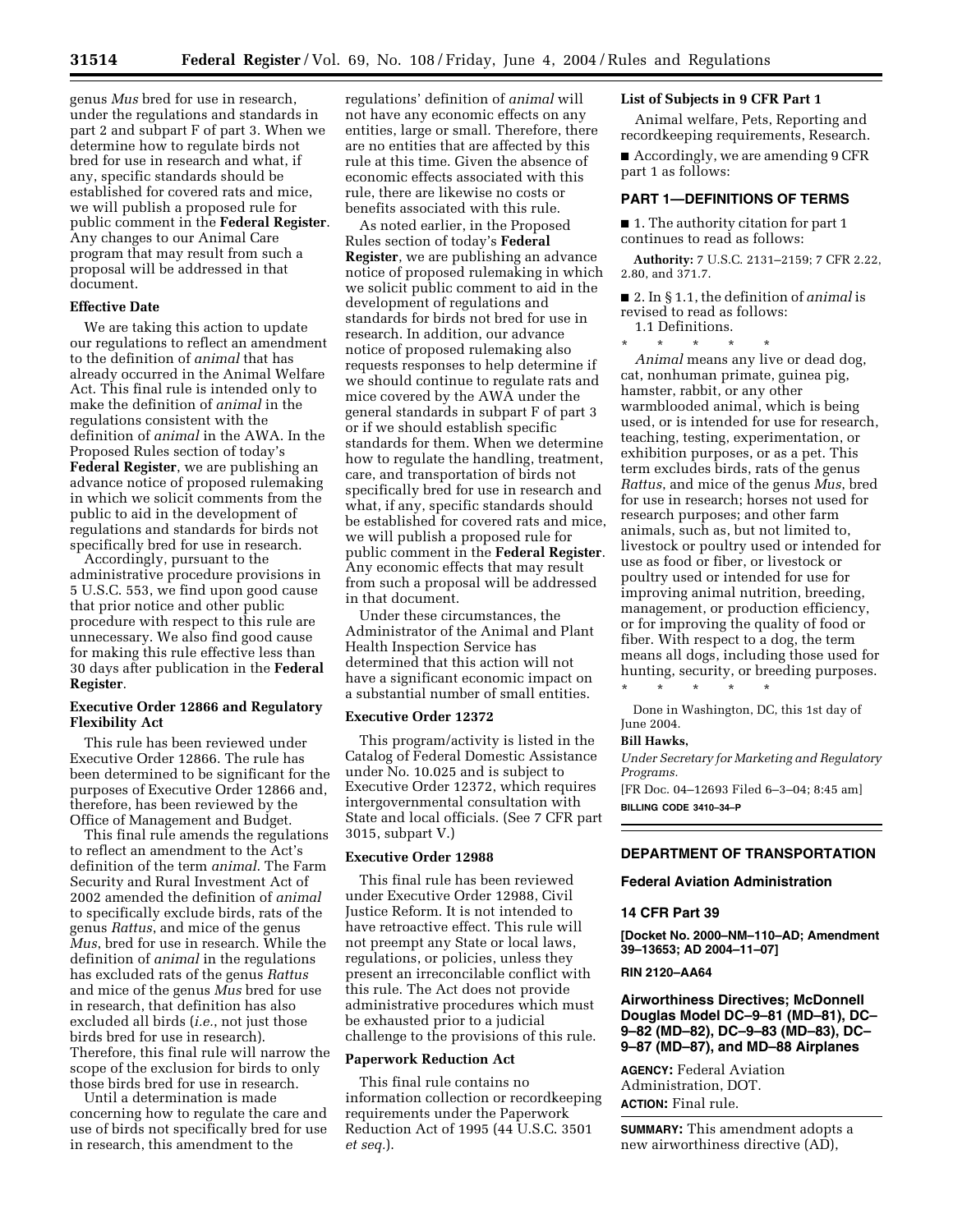genus *Mus* bred for use in research, under the regulations and standards in part 2 and subpart F of part 3. When we determine how to regulate birds not bred for use in research and what, if any, specific standards should be established for covered rats and mice, we will publish a proposed rule for public comment in the **Federal Register**. Any changes to our Animal Care program that may result from such a proposal will be addressed in that document.

### Effective Date

We are taking this action to update our regulations to reflect an amendment to the definition of *animal* that has already occurred in the Animal Welfare Act. This final rule is intended only to make the definition of *animal* in the regulations consistent with the definition of *animal* in the AWA. In the Proposed Rules section of today's **Federal Register**, we are publishing an advance notice of proposed rulemaking in which we solicit comments from the public to aid in the development of regulations and standards for birds not specifically bred for use in research.

Accordingly, pursuant to the administrative procedure provisions in 5 U.S.C. 553, we find upon good cause that prior notice and other public procedure with respect to this rule are unnecessary. We also find good cause for making this rule effective less than 30 days after publication in the **Federal Register**.

### Executive Order 12866 and Regulatory Flexibility Act

This rule has been reviewed under Executive Order 12866. The rule has been determined to be significant for the purposes of Executive Order 12866 and, therefore, has been reviewed by the Office of Management and Budget.

This final rule amends the regulations to reflect an amendment to the Act's definition of the term *animal*. The Farm Security and Rural Investment Act of 2002 amended the definition of *animal* to specifically exclude birds, rats of the genus *Rattus*, and mice of the genus *Mus*, bred for use in research. While the definition of *animal* in the regulations has excluded rats of the genus *Rattus* and mice of the genus *Mus* bred for use in research, that definition has also excluded all birds (*i.e.*, not just those birds bred for use in research). Therefore, this final rule will narrow the scope of the exclusion for birds to only those birds bred for use in research.

Until a determination is made concerning how to regulate the care and use of birds not specifically bred for use in research, this amendment to the regulations' definition of *animal* will not have any economic effects on any entities, large or small. Therefore, there are no entities that are affected by this rule at this time. Given the absence of economic effects associated with this rule, there are likewise no costs or benefits associated with this rule.

As noted earlier, in the Proposed Rules section of today's **Federal Register**, we are publishing an advance notice of proposed rulemaking in which we solicit public comment to aid in the development of regulations and standards for birds not bred for use in research. In addition, our advance notice of proposed rulemaking also requests responses to help determine if we should continue to regulate rats and mice covered by the AWA under the general standards in subpart F of part 3 or if we should establish specific standards for them. When we determine how to regulate the handling, treatment, care, and transportation of birds not specifically bred for use in research and what, if any, specific standards should be established for covered rats and mice, we will publish a proposed rule for public comment in the **Federal Register**. Any economic effects that may result from such a proposal will be addressed in that document.

Under these circumstances, the Administrator of the Animal and Plant Health Inspection Service has determined that this action will not have a significant economic impact on a substantial number of small entities.

### Executive Order 12372

This program/activity is listed in the Catalog of Federal Domestic Assistance under No. 10.025 and is subject to Executive Order 12372, which requires intergovernmental consultation with State and local officials. (See 7 CFR part 3015, subpart V.)

### Executive Order 12988

This final rule has been reviewed under Executive Order 12988, Civil Justice Reform. It is not intended to have retroactive effect. This rule will not preempt any State or local laws, regulations, or policies, unless they present an irreconcilable conflict with this rule. The Act does not provide administrative procedures which must be exhausted prior to a judicial challenge to the provisions of this rule.

### Paperwork Reduction Act

This final rule contains no information collection or recordkeeping requirements under the Paperwork Reduction Act of 1995 (44 U.S.C. 3501 *et seq.*).

### List of Subjects in 9 CFR Part 1

Animal welfare, Pets, Reporting and recordkeeping requirements, Research.

■ Accordingly, we are amending 9 CFR part 1 as follows:

## PART 1—DEFINITIONS OF TERMS

■ 1. The authority citation for part 1 continues to read as follows:

**Authority:** 7 U.S.C. 2131–2159; 7 CFR 2.22, 2.80, and 371.7.

■ 2. In § 1.1, the definition of *animal* is revised to read as follows:

1.1 Definitions.

\* \* \* \* \*

*Animal* means any live or dead dog, cat, nonhuman primate, guinea pig, hamster, rabbit, or any other warmblooded animal, which is being used, or is intended for use for research, teaching, testing, experimentation, or exhibition purposes, or as a pet. This term excludes birds, rats of the genus *Rattus*, and mice of the genus *Mus*, bred for use in research; horses not used for research purposes; and other farm animals, such as, but not limited to, livestock or poultry used or intended for use as food or fiber, or livestock or poultry used or intended for use for improving animal nutrition, breeding, management, or production efficiency, or for improving the quality of food or fiber. With respect to a dog, the term means all dogs, including those used for hunting, security, or breeding purposes.

\* \* \* \* \*

Done in Washington, DC, this 1st day of June 2004.

**Bill Hawks,**

*Under Secretary for Marketing and Regulatory Programs.*

[FR Doc. 04–12693 Filed 6–3–04; 8:45 am]

**BILLING CODE 3410–34–P**

## DEPARTMENT OF TRANSPORTATION

## Federal Aviation Administration

## 14 CFR Part 39

**[Docket No. 2000–NM–110–AD; Amendment 39–13653; AD 2004–11–07]**

**RIN 2120–AA64**

## Airworthiness Directives; McDonnell Douglas Model DC–9–81 (MD–81), DC–9–82 (MD–82), DC–9–83 (MD–83), DC–9–87 (MD–87), and MD–88 Airplanes

**AGENCY:** Federal Aviation Administration, DOT.

**ACTION:** Final rule.

**SUMMARY:** This amendment adopts a new airworthiness directive (AD),